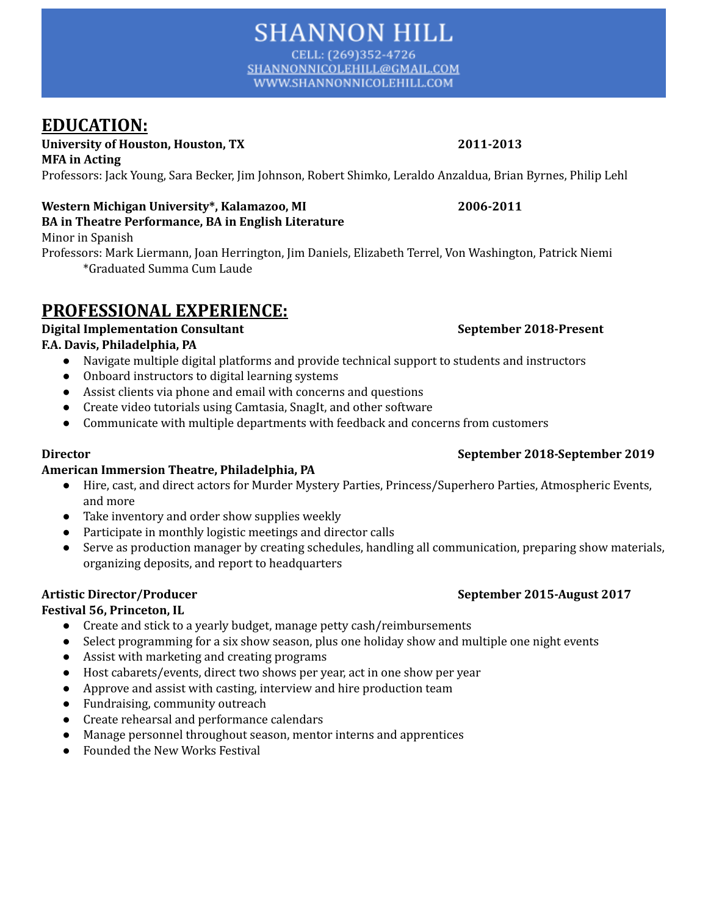# SHANNON HILL

CELL: (269)352-4726
SHANNONNICOLEHILL@GMAIL.COM
WWW.SHANNONNICOLEHILL.COM

## EDUCATION:

**University of Houston, Houston, TX** **2011-2013**
**MFA in Acting**
Professors: Jack Young, Sara Becker, Jim Johnson, Robert Shimko, Leraldo Anzaldua, Brian Byrnes, Philip Lehl

**Western Michigan University*, Kalamazoo, MI** **2006-2011**
**BA in Theatre Performance, BA in English Literature**
Minor in Spanish
Professors: Mark Liermann, Joan Herrington, Jim Daniels, Elizabeth Terrel, Von Washington, Patrick Niemi
*Graduated Summa Cum Laude

## PROFESSIONAL EXPERIENCE:

**Digital Implementation Consultant** **September 2018-Present**
**F.A. Davis, Philadelphia, PA**

- Navigate multiple digital platforms and provide technical support to students and instructors
- Onboard instructors to digital learning systems
- Assist clients via phone and email with concerns and questions
- Create video tutorials using Camtasia, SnagIt, and other software
- Communicate with multiple departments with feedback and concerns from customers

**Director** **September 2018-September 2019**
**American Immersion Theatre, Philadelphia, PA**

- Hire, cast, and direct actors for Murder Mystery Parties, Princess/Superhero Parties, Atmospheric Events, and more
- Take inventory and order show supplies weekly
- Participate in monthly logistic meetings and director calls
- Serve as production manager by creating schedules, handling all communication, preparing show materials, organizing deposits, and report to headquarters

**Artistic Director/Producer** **September 2015-August 2017**
**Festival 56, Princeton, IL**

- Create and stick to a yearly budget, manage petty cash/reimbursements
- Select programming for a six show season, plus one holiday show and multiple one night events
- Assist with marketing and creating programs
- Host cabarets/events, direct two shows per year, act in one show per year
- Approve and assist with casting, interview and hire production team
- Fundraising, community outreach
- Create rehearsal and performance calendars
- Manage personnel throughout season, mentor interns and apprentices
- Founded the New Works Festival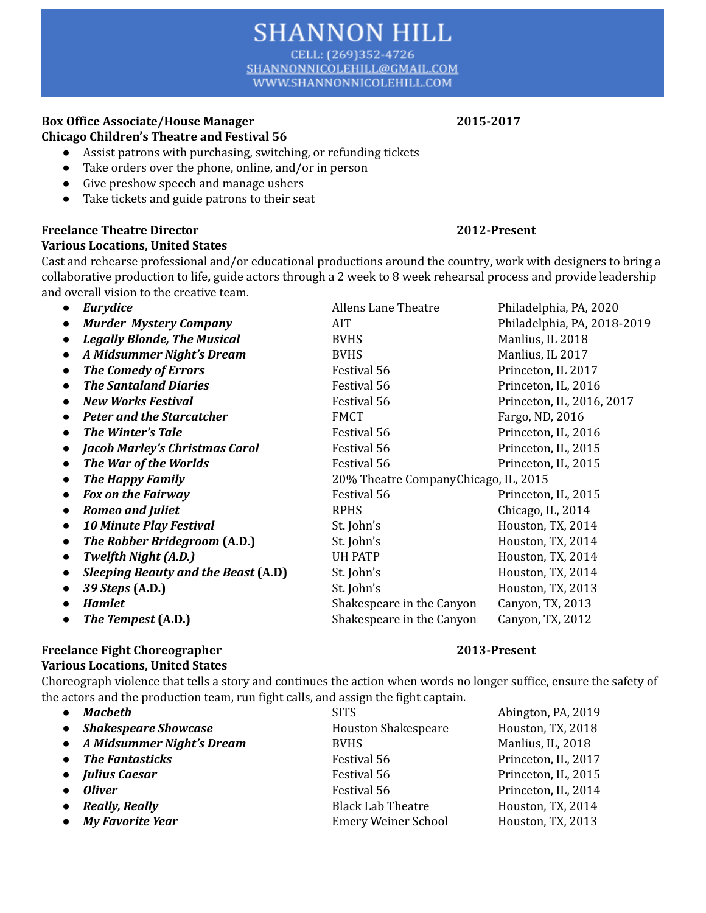# SHANNON HILL

CELL: (269)352-4726
SHANNONNICOLEHILL@GMAIL.COM
WWW.SHANNONNICOLEHILL.COM

**Box Office Associate/House Manager** **2015-2017**
**Chicago Children's Theatre and Festival 56**

- Assist patrons with purchasing, switching, or refunding tickets
- Take orders over the phone, online, and/or in person
- Give preshow speech and manage ushers
- Take tickets and guide patrons to their seat

**Freelance Theatre Director** **2012-Present**
**Various Locations, United States**

Cast and rehearse professional and/or educational productions around the country**,** work with designers to bring a collaborative production to life**,** guide actors through a 2 week to 8 week rehearsal process and provide leadership and overall vision to the creative team.

| Production | Company | Location |
| --- | --- | --- |
| ***Eurydice*** | Allens Lane Theatre | Philadelphia, PA, 2020 |
| ***Murder Mystery Company*** | AIT | Philadelphia, PA, 2018-2019 |
| ***Legally Blonde, The Musical*** | BVHS | Manlius, IL 2018 |
| ***A Midsummer Night's Dream*** | BVHS | Manlius, IL 2017 |
| ***The Comedy of Errors*** | Festival 56 | Princeton, IL 2017 |
| ***The Santaland Diaries*** | Festival 56 | Princeton, IL, 2016 |
| ***New Works Festival*** | Festival 56 | Princeton, IL, 2016, 2017 |
| ***Peter and the Starcatcher*** | FMCT | Fargo, ND, 2016 |
| ***The Winter's Tale*** | Festival 56 | Princeton, IL, 2016 |
| ***Jacob Marley's Christmas Carol*** | Festival 56 | Princeton, IL, 2015 |
| ***The War of the Worlds*** | Festival 56 | Princeton, IL, 2015 |
| ***The Happy Family*** | 20% Theatre Company | Chicago, IL, 2015 |
| ***Fox on the Fairway*** | Festival 56 | Princeton, IL, 2015 |
| ***Romeo and Juliet*** | RPHS | Chicago, IL, 2014 |
| ***10 Minute Play Festival*** | St. John's | Houston, TX, 2014 |
| ***The Robber Bridegroom*** **(A.D.)** | St. John's | Houston, TX, 2014 |
| ***Twelfth Night (A.D.)*** | UH PATP | Houston, TX, 2014 |
| ***Sleeping Beauty and the Beast*** **(A.D)** | St. John's | Houston, TX, 2014 |
| ***39 Steps*** **(A.D.)** | St. John's | Houston, TX, 2013 |
| ***Hamlet*** | Shakespeare in the Canyon | Canyon, TX, 2013 |
| ***The Tempest*** **(A.D.)** | Shakespeare in the Canyon | Canyon, TX, 2012 |

**Freelance Fight Choreographer** **2013-Present**
**Various Locations, United States**

Choreograph violence that tells a story and continues the action when words no longer suffice, ensure the safety of the actors and the production team, run fight calls, and assign the fight captain.

| Production | Company | Location |
| --- | --- | --- |
| ***Macbeth*** | SITS | Abington, PA, 2019 |
| ***Shakespeare Showcase*** | Houston Shakespeare | Houston, TX, 2018 |
| ***A Midsummer Night's Dream*** | BVHS | Manlius, IL, 2018 |
| ***The Fantasticks*** | Festival 56 | Princeton, IL, 2017 |
| ***Julius Caesar*** | Festival 56 | Princeton, IL, 2015 |
| ***Oliver*** | Festival 56 | Princeton, IL, 2014 |
| ***Really, Really*** | Black Lab Theatre | Houston, TX, 2014 |
| ***My Favorite Year*** | Emery Weiner School | Houston, TX, 2013 |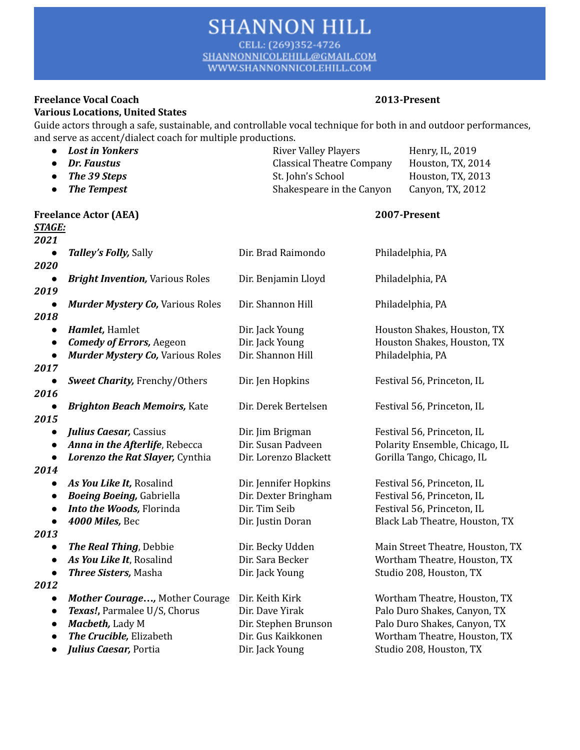# SHANNON HILL

CELL: (269)352-4726
SHANNONNICOLEHILL@GMAIL.COM
WWW.SHANNONNICOLEHILL.COM

**Freelance Vocal Coach** **2013-Present**
**Various Locations, United States**

Guide actors through a safe, sustainable, and controllable vocal technique for both in and outdoor performances, and serve as accent/dialect coach for multiple productions.

| Production | Company | Location |
|---|---|---|
| ***Lost in Yonkers*** | River Valley Players | Henry, IL, 2019 |
| ***Dr. Faustus*** | Classical Theatre Company | Houston, TX, 2014 |
| ***The 39 Steps*** | St. John's School | Houston, TX, 2013 |
| ***The Tempest*** | Shakespeare in the Canyon | Canyon, TX, 2012 |

**Freelance Actor (AEA)** **2007-Present**

***STAGE:***

| Production, Role | Director | Location |
|---|---|---|
| ***2021*** | | |
| ***Talley's Folly,*** Sally | Dir. Brad Raimondo | Philadelphia, PA |
| ***2020*** | | |
| ***Bright Invention,*** Various Roles | Dir. Benjamin Lloyd | Philadelphia, PA |
| ***2019*** | | |
| ***Murder Mystery Co,*** Various Roles | Dir. Shannon Hill | Philadelphia, PA |
| ***2018*** | | |
| ***Hamlet,*** Hamlet | Dir. Jack Young | Houston Shakes, Houston, TX |
| ***Comedy of Errors,*** Aegeon | Dir. Jack Young | Houston Shakes, Houston, TX |
| ***Murder Mystery Co,*** Various Roles | Dir. Shannon Hill | Philadelphia, PA |
| ***2017*** | | |
| ***Sweet Charity,*** Frenchy/Others | Dir. Jen Hopkins | Festival 56, Princeton, IL |
| ***2016*** | | |
| ***Brighton Beach Memoirs,*** Kate | Dir. Derek Bertelsen | Festival 56, Princeton, IL |
| ***2015*** | | |
| ***Julius Caesar,*** Cassius | Dir. Jim Brigman | Festival 56, Princeton, IL |
| ***Anna in the Afterlife***, Rebecca | Dir. Susan Padveen | Polarity Ensemble, Chicago, IL |
| ***Lorenzo the Rat Slayer,*** Cynthia | Dir. Lorenzo Blackett | Gorilla Tango, Chicago, IL |
| ***2014*** | | |
| ***As You Like It,*** Rosalind | Dir. Jennifer Hopkins | Festival 56, Princeton, IL |
| ***Boeing Boeing,*** Gabriella | Dir. Dexter Bringham | Festival 56, Princeton, IL |
| ***Into the Woods,*** Florinda | Dir. Tim Seib | Festival 56, Princeton, IL |
| ***4000 Miles,*** Bec | Dir. Justin Doran | Black Lab Theatre, Houston, TX |
| ***2013*** | | |
| ***The Real Thing***, Debbie | Dir. Becky Udden | Main Street Theatre, Houston, TX |
| ***As You Like It***, Rosalind | Dir. Sara Becker | Wortham Theatre, Houston, TX |
| ***Three Sisters,*** Masha | Dir. Jack Young | Studio 208, Houston, TX |
| ***2012*** | | |
| ***Mother Courage…,*** Mother Courage | Dir. Keith Kirk | Wortham Theatre, Houston, TX |
| ***Texas!,*** Parmalee U/S, Chorus | Dir. Dave Yirak | Palo Duro Shakes, Canyon, TX |
| ***Macbeth,*** Lady M | Dir. Stephen Brunson | Palo Duro Shakes, Canyon, TX |
| ***The Crucible,*** Elizabeth | Dir. Gus Kaikkonen | Wortham Theatre, Houston, TX |
| ***Julius Caesar,*** Portia | Dir. Jack Young | Studio 208, Houston, TX |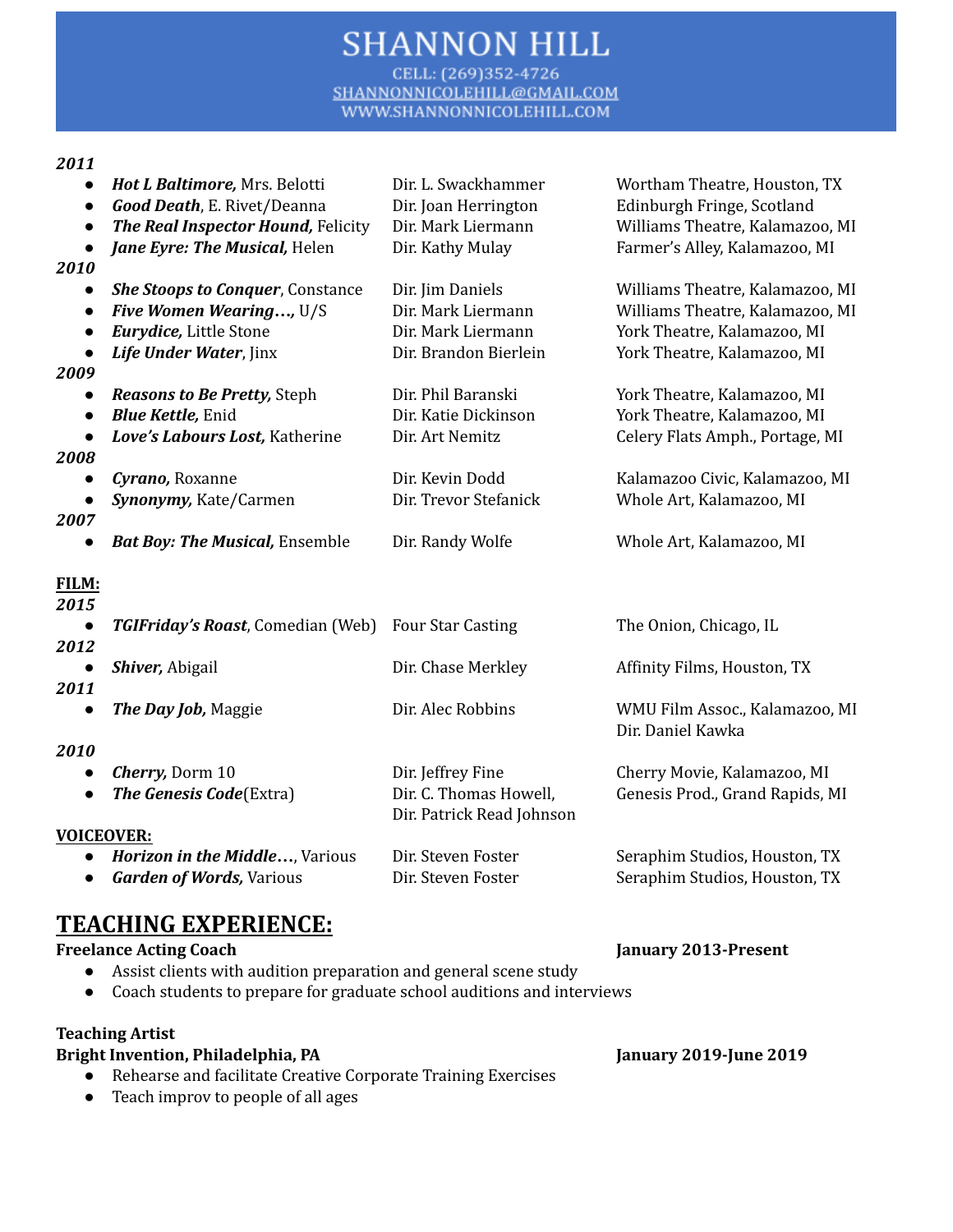# SHANNON HILL

CELL: (269)352-4726
SHANNONNICOLEHILL@GMAIL.COM
WWW.SHANNONNICOLEHILL.COM

***2011***

- ***Hot L Baltimore,*** Mrs. Belotti — Dir. L. Swackhammer — Wortham Theatre, Houston, TX
- ***Good Death***, E. Rivet/Deanna — Dir. Joan Herrington — Edinburgh Fringe, Scotland
- ***The Real Inspector Hound,*** Felicity — Dir. Mark Liermann — Williams Theatre, Kalamazoo, MI
- ***Jane Eyre: The Musical,*** Helen — Dir. Kathy Mulay — Farmer's Alley, Kalamazoo, MI

***2010***

- ***She Stoops to Conquer***, Constance — Dir. Jim Daniels — Williams Theatre, Kalamazoo, MI
- ***Five Women Wearing…,*** U/S — Dir. Mark Liermann — Williams Theatre, Kalamazoo, MI
- ***Eurydice,*** Little Stone — Dir. Mark Liermann — York Theatre, Kalamazoo, MI
- ***Life Under Water***, Jinx — Dir. Brandon Bierlein — York Theatre, Kalamazoo, MI

***2009***

- ***Reasons to Be Pretty,*** Steph — Dir. Phil Baranski — York Theatre, Kalamazoo, MI
- ***Blue Kettle,*** Enid — Dir. Katie Dickinson — York Theatre, Kalamazoo, MI
- ***Love's Labours Lost,*** Katherine — Dir. Art Nemitz — Celery Flats Amph., Portage, MI

***2008***

- ***Cyrano,*** Roxanne — Dir. Kevin Dodd — Kalamazoo Civic, Kalamazoo, MI
- ***Synonymy,*** Kate/Carmen — Dir. Trevor Stefanick — Whole Art, Kalamazoo, MI

***2007***

- ***Bat Boy: The Musical,*** Ensemble — Dir. Randy Wolfe — Whole Art, Kalamazoo, MI

**FILM:**

***2015***

- ***TGIFriday's Roast***, Comedian (Web) — Four Star Casting — The Onion, Chicago, IL

***2012***

- ***Shiver,*** Abigail — Dir. Chase Merkley — Affinity Films, Houston, TX

***2011***

- ***The Day Job,*** Maggie — Dir. Alec Robbins — WMU Film Assoc., Kalamazoo, MI, Dir. Daniel Kawka

***2010***

- ***Cherry,*** Dorm 10 — Dir. Jeffrey Fine — Cherry Movie, Kalamazoo, MI
- ***The Genesis Code***(Extra) — Dir. C. Thomas Howell, Dir. Patrick Read Johnson — Genesis Prod., Grand Rapids, MI

**VOICEOVER:**

- ***Horizon in the Middle…***, Various — Dir. Steven Foster — Seraphim Studios, Houston, TX
- ***Garden of Words,*** Various — Dir. Steven Foster — Seraphim Studios, Houston, TX

## TEACHING EXPERIENCE:

**Freelance Acting Coach** — **January 2013-Present**

- Assist clients with audition preparation and general scene study
- Coach students to prepare for graduate school auditions and interviews

**Teaching Artist**
**Bright Invention, Philadelphia, PA** — **January 2019-June 2019**

- Rehearse and facilitate Creative Corporate Training Exercises
- Teach improv to people of all ages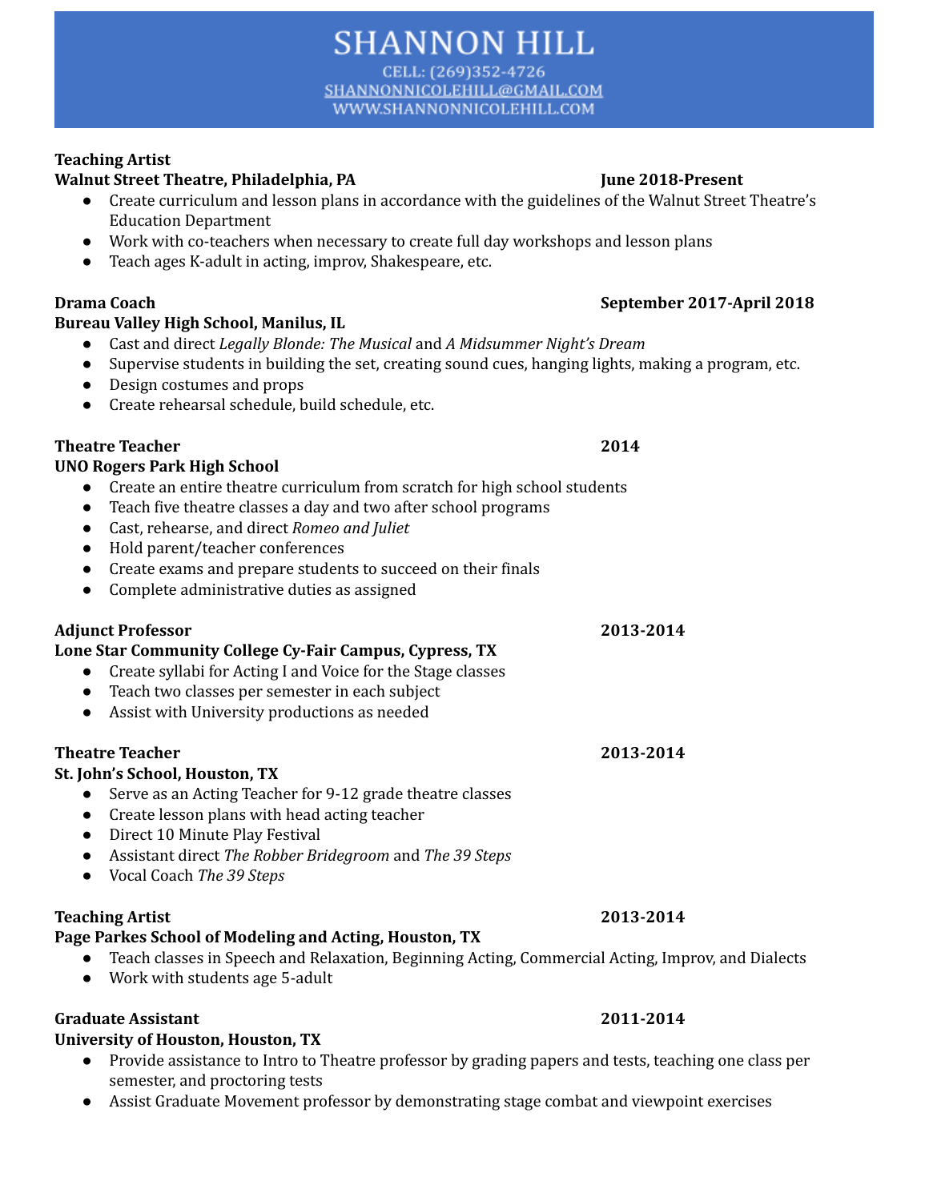# SHANNON HILL

CELL: (269)352-4726
SHANNONNICOLEHILL@GMAIL.COM
WWW.SHANNONNICOLEHILL.COM

**Teaching Artist**
**Walnut Street Theatre, Philadelphia, PA** — **June 2018-Present**

- Create curriculum and lesson plans in accordance with the guidelines of the Walnut Street Theatre's Education Department
- Work with co-teachers when necessary to create full day workshops and lesson plans
- Teach ages K-adult in acting, improv, Shakespeare, etc.

**Drama Coach** — **September 2017-April 2018**
**Bureau Valley High School, Manilus, IL**

- Cast and direct *Legally Blonde: The Musical* and *A Midsummer Night's Dream*
- Supervise students in building the set, creating sound cues, hanging lights, making a program, etc.
- Design costumes and props
- Create rehearsal schedule, build schedule, etc.

**Theatre Teacher** — **2014**
**UNO Rogers Park High School**

- Create an entire theatre curriculum from scratch for high school students
- Teach five theatre classes a day and two after school programs
- Cast, rehearse, and direct *Romeo and Juliet*
- Hold parent/teacher conferences
- Create exams and prepare students to succeed on their finals
- Complete administrative duties as assigned

**Adjunct Professor** — **2013-2014**
**Lone Star Community College Cy-Fair Campus, Cypress, TX**

- Create syllabi for Acting I and Voice for the Stage classes
- Teach two classes per semester in each subject
- Assist with University productions as needed

**Theatre Teacher** — **2013-2014**
**St. John's School, Houston, TX**

- Serve as an Acting Teacher for 9-12 grade theatre classes
- Create lesson plans with head acting teacher
- Direct 10 Minute Play Festival
- Assistant direct *The Robber Bridegroom* and *The 39 Steps*
- Vocal Coach *The 39 Steps*

**Teaching Artist** — **2013-2014**
**Page Parkes School of Modeling and Acting, Houston, TX**

- Teach classes in Speech and Relaxation, Beginning Acting, Commercial Acting, Improv, and Dialects
- Work with students age 5-adult

**Graduate Assistant** — **2011-2014**
**University of Houston, Houston, TX**

- Provide assistance to Intro to Theatre professor by grading papers and tests, teaching one class per semester, and proctoring tests
- Assist Graduate Movement professor by demonstrating stage combat and viewpoint exercises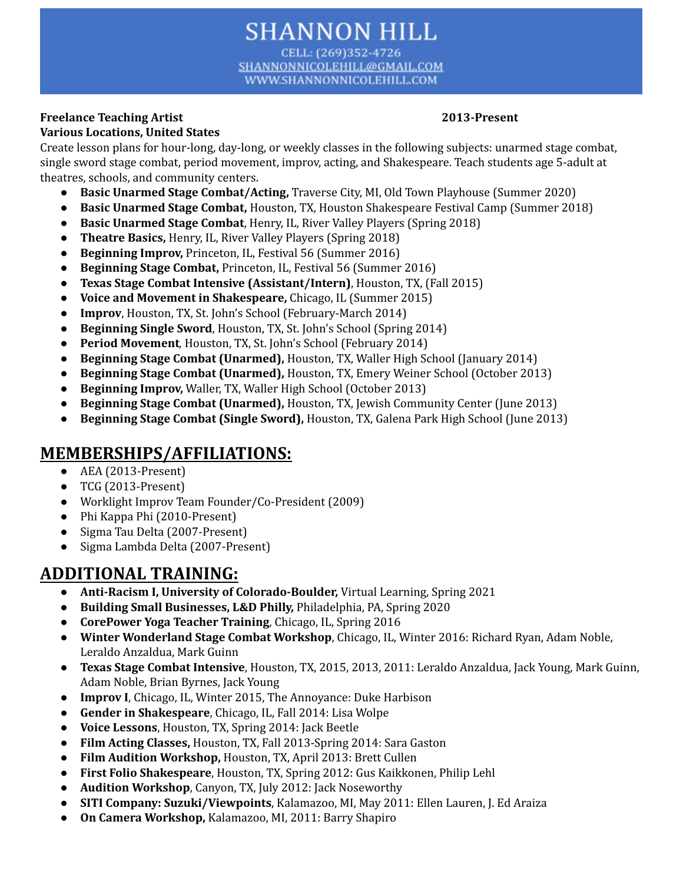# SHANNON HILL

CELL: (269)352-4726
SHANNONNICOLEHILL@GMAIL.COM
WWW.SHANNONNICOLEHILL.COM

**Freelance Teaching Artist** **2013-Present**
**Various Locations, United States**

Create lesson plans for hour-long, day-long, or weekly classes in the following subjects: unarmed stage combat, single sword stage combat, period movement, improv, acting, and Shakespeare. Teach students age 5-adult at theatres, schools, and community centers.

- **Basic Unarmed Stage Combat/Acting,** Traverse City, MI, Old Town Playhouse (Summer 2020)
- **Basic Unarmed Stage Combat,** Houston, TX, Houston Shakespeare Festival Camp (Summer 2018)
- **Basic Unarmed Stage Combat**, Henry, IL, River Valley Players (Spring 2018)
- **Theatre Basics,** Henry, IL, River Valley Players (Spring 2018)
- **Beginning Improv,** Princeton, IL, Festival 56 (Summer 2016)
- **Beginning Stage Combat,** Princeton, IL, Festival 56 (Summer 2016)
- **Texas Stage Combat Intensive (Assistant/Intern)**, Houston, TX, (Fall 2015)
- **Voice and Movement in Shakespeare,** Chicago, IL (Summer 2015)
- **Improv**, Houston, TX, St. John's School (February-March 2014)
- **Beginning Single Sword**, Houston, TX, St. John's School (Spring 2014)
- **Period Movement***,* Houston, TX, St. John's School (February 2014)
- **Beginning Stage Combat (Unarmed),** Houston, TX, Waller High School (January 2014)
- **Beginning Stage Combat (Unarmed),** Houston, TX, Emery Weiner School (October 2013)
- **Beginning Improv,** Waller, TX, Waller High School (October 2013)
- **Beginning Stage Combat (Unarmed),** Houston, TX, Jewish Community Center (June 2013)
- **Beginning Stage Combat (Single Sword),** Houston, TX, Galena Park High School (June 2013)

## MEMBERSHIPS/AFFILIATIONS:

- AEA (2013-Present)
- TCG (2013-Present)
- Worklight Improv Team Founder/Co-President (2009)
- Phi Kappa Phi (2010-Present)
- Sigma Tau Delta (2007-Present)
- Sigma Lambda Delta (2007-Present)

## ADDITIONAL TRAINING:

- **Anti-Racism I, University of Colorado-Boulder,** Virtual Learning, Spring 2021
- **Building Small Businesses, L&D Philly,** Philadelphia, PA, Spring 2020
- **CorePower Yoga Teacher Training**, Chicago, IL, Spring 2016
- **Winter Wonderland Stage Combat Workshop**, Chicago, IL, Winter 2016: Richard Ryan, Adam Noble, Leraldo Anzaldua, Mark Guinn
- **Texas Stage Combat Intensive**, Houston, TX, 2015, 2013, 2011: Leraldo Anzaldua, Jack Young, Mark Guinn, Adam Noble, Brian Byrnes, Jack Young
- **Improv I**, Chicago, IL, Winter 2015, The Annoyance: Duke Harbison
- **Gender in Shakespeare**, Chicago, IL, Fall 2014: Lisa Wolpe
- **Voice Lessons**, Houston, TX, Spring 2014: Jack Beetle
- **Film Acting Classes,** Houston, TX, Fall 2013-Spring 2014: Sara Gaston
- **Film Audition Workshop,** Houston, TX, April 2013: Brett Cullen
- **First Folio Shakespeare**, Houston, TX, Spring 2012: Gus Kaikkonen, Philip Lehl
- **Audition Workshop**, Canyon, TX, July 2012: Jack Noseworthy
- **SITI Company: Suzuki/Viewpoints**, Kalamazoo, MI, May 2011: Ellen Lauren, J. Ed Araiza
- **On Camera Workshop,** Kalamazoo, MI, 2011: Barry Shapiro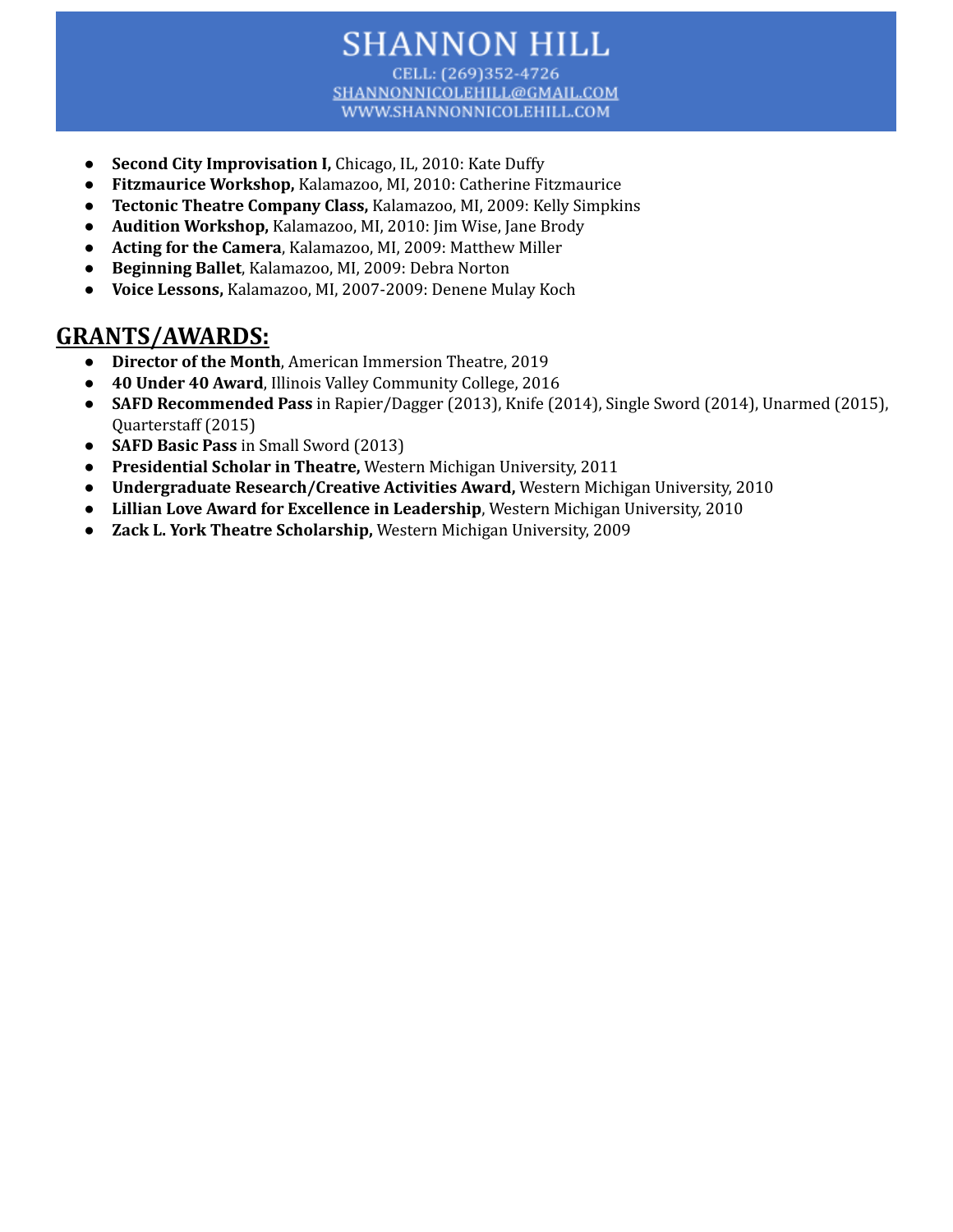# SHANNON HILL

CELL: (269)352-4726
SHANNONNICOLEHILL@GMAIL.COM
WWW.SHANNONNICOLEHILL.COM

- **Second City Improvisation I,** Chicago, IL, 2010: Kate Duffy
- **Fitzmaurice Workshop,** Kalamazoo, MI, 2010: Catherine Fitzmaurice
- **Tectonic Theatre Company Class,** Kalamazoo, MI, 2009: Kelly Simpkins
- **Audition Workshop,** Kalamazoo, MI, 2010: Jim Wise, Jane Brody
- **Acting for the Camera**, Kalamazoo, MI, 2009: Matthew Miller
- **Beginning Ballet**, Kalamazoo, MI, 2009: Debra Norton
- **Voice Lessons,** Kalamazoo, MI, 2007-2009: Denene Mulay Koch

## GRANTS/AWARDS:

- **Director of the Month**, American Immersion Theatre, 2019
- **40 Under 40 Award**, Illinois Valley Community College, 2016
- **SAFD Recommended Pass** in Rapier/Dagger (2013), Knife (2014), Single Sword (2014), Unarmed (2015), Quarterstaff (2015)
- **SAFD Basic Pass** in Small Sword (2013)
- **Presidential Scholar in Theatre,** Western Michigan University, 2011
- **Undergraduate Research/Creative Activities Award,** Western Michigan University, 2010
- **Lillian Love Award for Excellence in Leadership**, Western Michigan University, 2010
- **Zack L. York Theatre Scholarship,** Western Michigan University, 2009